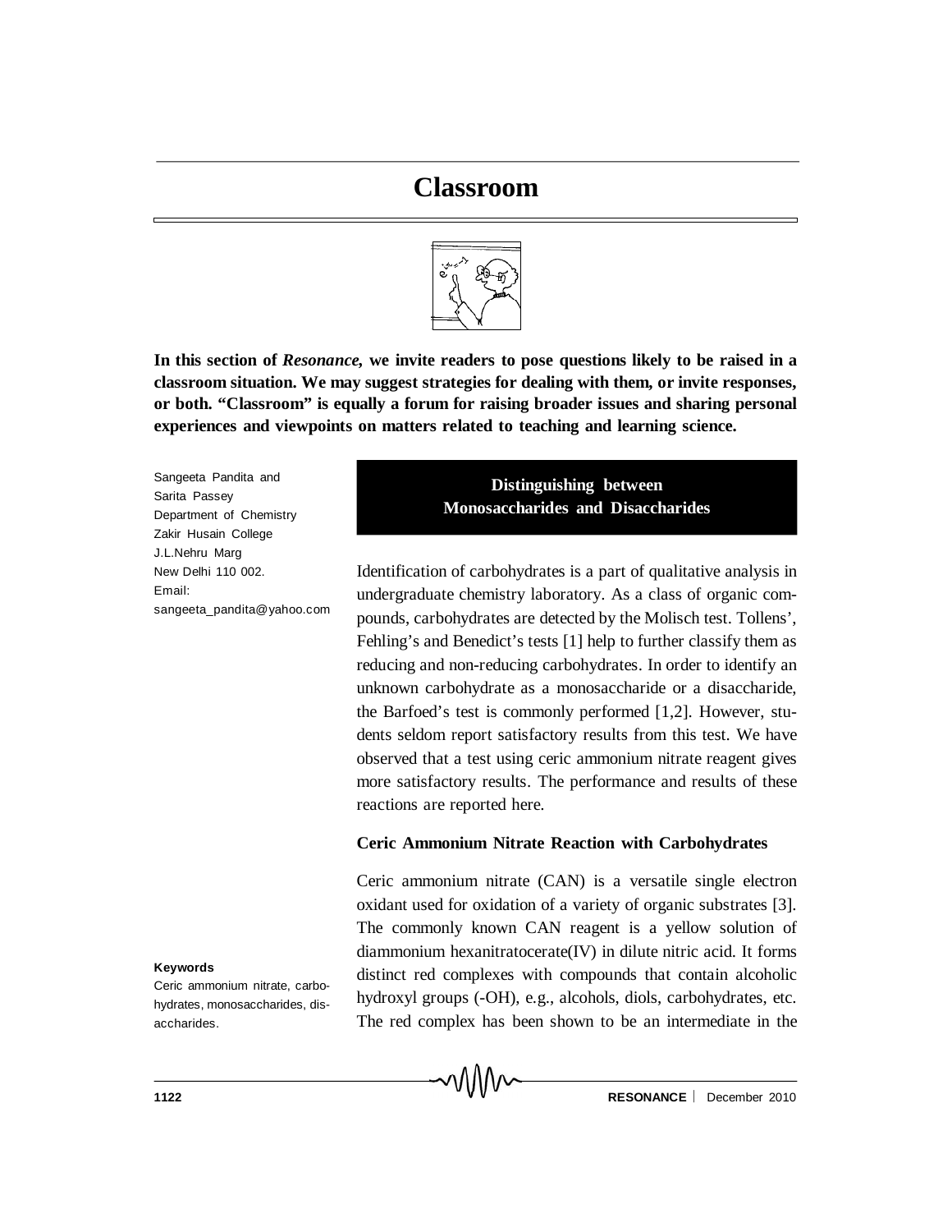# Classroom

**In this section of *Resonance*, we invite readers to pose questions likely to be raised in a classroom situation. We may suggest strategies for dealing with them, or invite responses, or both. "Classroom" is equally a forum for raising broader issues and sharing personal experiences and viewpoints on matters related to teaching and learning science.**

Sangeeta Pandita and Sarita Passey
Department of Chemistry
Zakir Husain College
J.L.Nehru Marg
New Delhi 110 002.
Email:
sangeeta_pandita@yahoo.com

## Distinguishing between Monosaccharides and Disaccharides

Identification of carbohydrates is a part of qualitative analysis in undergraduate chemistry laboratory. As a class of organic compounds, carbohydrates are detected by the Molisch test. Tollens', Fehling's and Benedict's tests [1] help to further classify them as reducing and non-reducing carbohydrates. In order to identify an unknown carbohydrate as a monosaccharide or a disaccharide, the Barfoed's test is commonly performed [1,2]. However, students seldom report satisfactory results from this test. We have observed that a test using ceric ammonium nitrate reagent gives more satisfactory results. The performance and results of these reactions are reported here.

### Ceric Ammonium Nitrate Reaction with Carbohydrates

Ceric ammonium nitrate (CAN) is a versatile single electron oxidant used for oxidation of a variety of organic substrates [3]. The commonly known CAN reagent is a yellow solution of diammonium hexanitratocerate(IV) in dilute nitric acid. It forms distinct red complexes with compounds that contain alcoholic hydroxyl groups (-OH), e.g., alcohols, diols, carbohydrates, etc. The red complex has been shown to be an intermediate in the

**Keywords**

Ceric ammonium nitrate, carbohydrates, monosaccharides, disaccharides.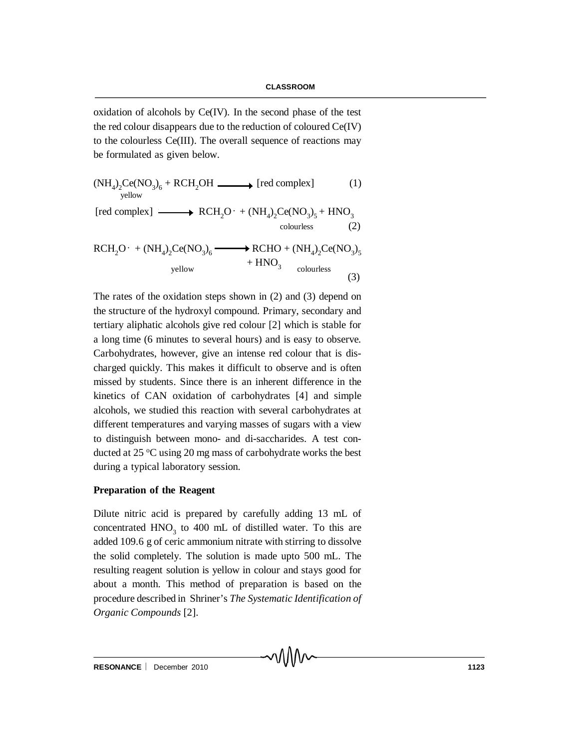oxidation of alcohols by Ce(IV). In the second phase of the test the red colour disappears due to the reduction of coloured Ce(IV) to the colourless Ce(III). The overall sequence of reactions may be formulated as given below.

$$\underset{\text{yellow}}{(NH_4)_2Ce(NO_3)_6} + RCH_2OH \longrightarrow \text{[red complex]} \quad (1)$$

$$\text{[red complex]} \longrightarrow RCH_2O^{\cdot} + \underset{\text{colourless}}{(NH_4)_2Ce(NO_3)_5} + HNO_3 \quad (2)$$

$$RCH_2O^{\cdot} + \underset{\text{yellow}}{(NH_4)_2Ce(NO_3)_6} \longrightarrow RCHO + \underset{\text{colourless}}{(NH_4)_2Ce(NO_3)_5} + HNO_3 \quad (3)$$

The rates of the oxidation steps shown in (2) and (3) depend on the structure of the hydroxyl compound. Primary, secondary and tertiary aliphatic alcohols give red colour [2] which is stable for a long time (6 minutes to several hours) and is easy to observe. Carbohydrates, however, give an intense red colour that is discharged quickly. This makes it difficult to observe and is often missed by students. Since there is an inherent difference in the kinetics of CAN oxidation of carbohydrates [4] and simple alcohols, we studied this reaction with several carbohydrates at different temperatures and varying masses of sugars with a view to distinguish between mono- and di-saccharides. A test conducted at 25 °C using 20 mg mass of carbohydrate works the best during a typical laboratory session.

**Preparation of the Reagent**

Dilute nitric acid is prepared by carefully adding 13 mL of concentrated $HNO_3$ to 400 mL of distilled water. To this are added 109.6 g of ceric ammonium nitrate with stirring to dissolve the solid completely. The solution is made upto 500 mL. The resulting reagent solution is yellow in colour and stays good for about a month. This method of preparation is based on the procedure described in Shriner's *The Systematic Identification of Organic Compounds* [2].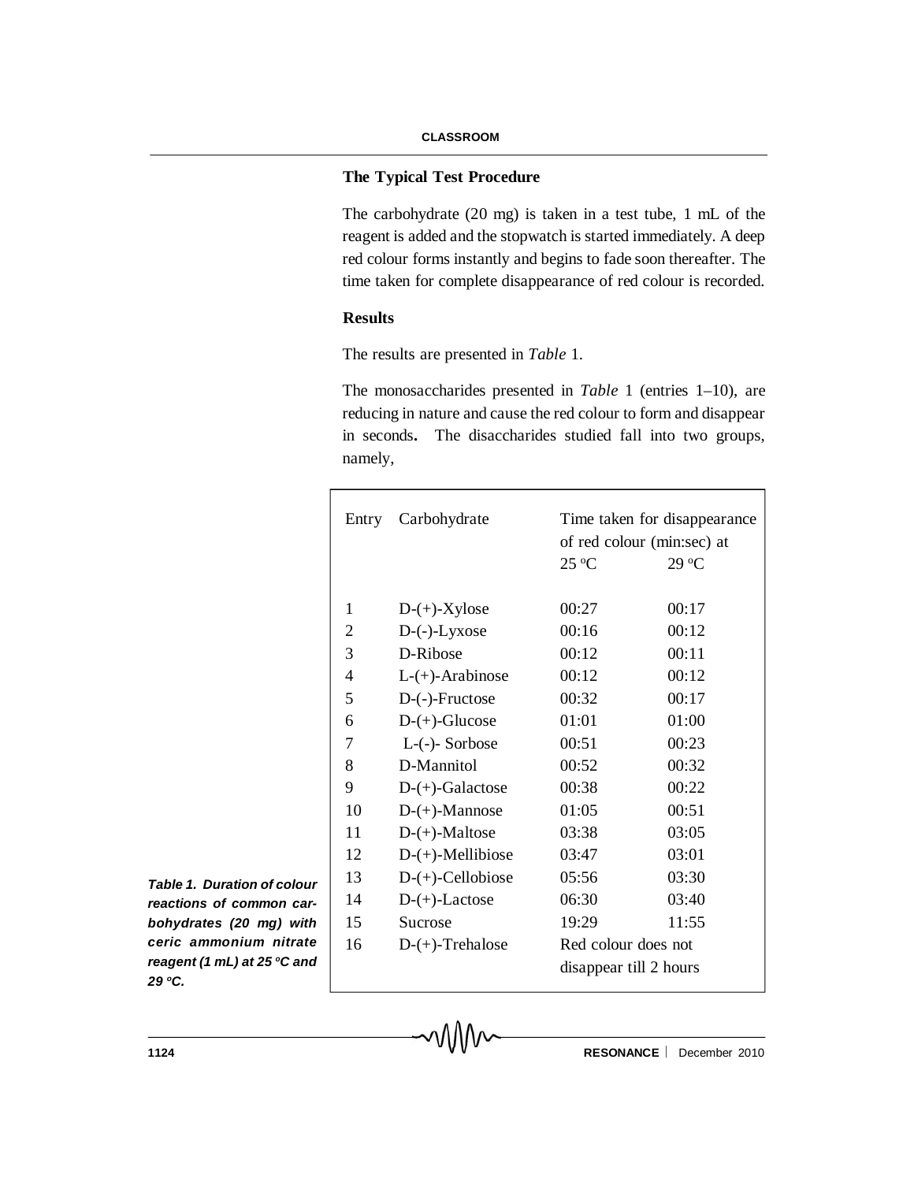### The Typical Test Procedure

The carbohydrate (20 mg) is taken in a test tube, 1 mL of the reagent is added and the stopwatch is started immediately. A deep red colour forms instantly and begins to fade soon thereafter. The time taken for complete disappearance of red colour is recorded.

### Results

The results are presented in *Table* 1.

The monosaccharides presented in *Table* 1 (entries 1–10), are reducing in nature and cause the red colour to form and disappear in seconds**.** The disaccharides studied fall into two groups, namely,

| Entry | Carbohydrate | Time taken for disappearance of red colour (min:sec) at | |
|---|---|---|---|
| | | 25 °C | 29 °C |
| 1 | D-(+)-Xylose | 00:27 | 00:17 |
| 2 | D-(-)-Lyxose | 00:16 | 00:12 |
| 3 | D-Ribose | 00:12 | 00:11 |
| 4 | L-(+)-Arabinose | 00:12 | 00:12 |
| 5 | D-(-)-Fructose | 00:32 | 00:17 |
| 6 | D-(+)-Glucose | 01:01 | 01:00 |
| 7 | L-(-)- Sorbose | 00:51 | 00:23 |
| 8 | D-Mannitol | 00:52 | 00:32 |
| 9 | D-(+)-Galactose | 00:38 | 00:22 |
| 10 | D-(+)-Mannose | 01:05 | 00:51 |
| 11 | D-(+)-Maltose | 03:38 | 03:05 |
| 12 | D-(+)-Mellibiose | 03:47 | 03:01 |
| 13 | D-(+)-Cellobiose | 05:56 | 03:30 |
| 14 | D-(+)-Lactose | 06:30 | 03:40 |
| 15 | Sucrose | 19:29 | 11:55 |
| 16 | D-(+)-Trehalose | Red colour does not disappear till 2 hours | |

***Table 1. Duration of colour reactions of common carbohydrates (20 mg) with ceric ammonium nitrate reagent (1 mL) at 25 °C and 29 °C.***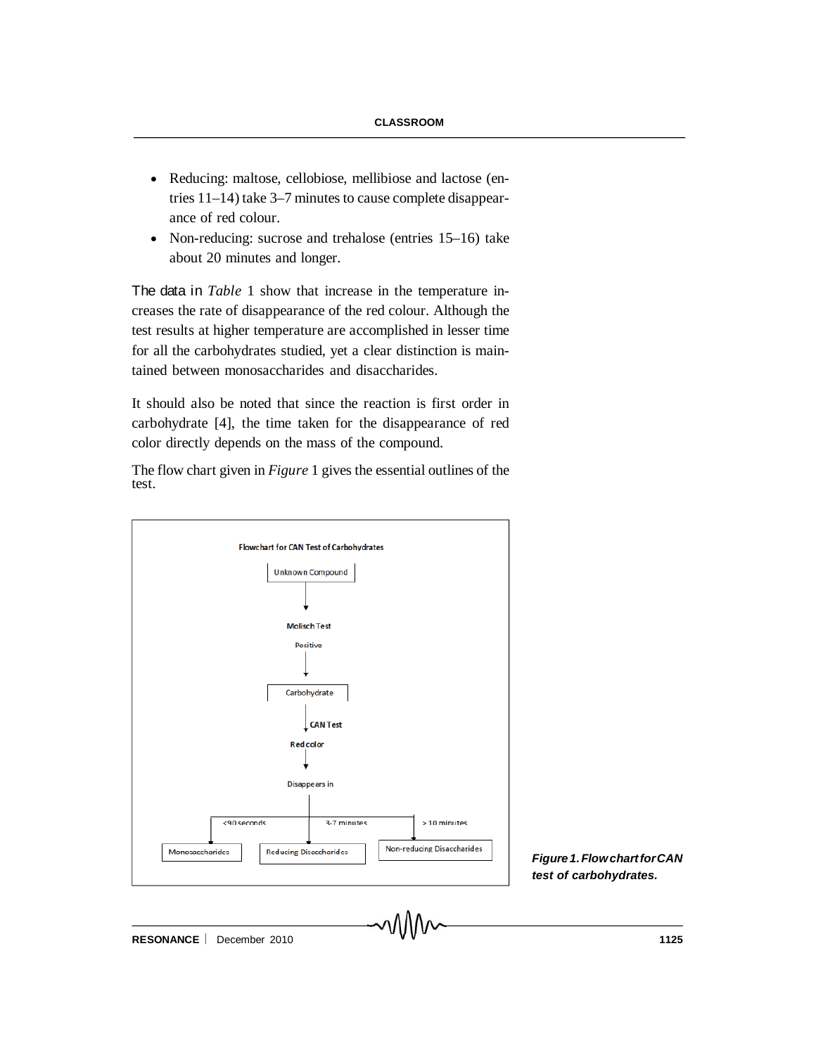- Reducing: maltose, cellobiose, mellibiose and lactose (entries 11–14) take 3–7 minutes to cause complete disappearance of red colour.
- Non-reducing: sucrose and trehalose (entries 15–16) take about 20 minutes and longer.

The data in *Table* 1 show that increase in the temperature increases the rate of disappearance of the red colour. Although the test results at higher temperature are accomplished in lesser time for all the carbohydrates studied, yet a clear distinction is maintained between monosaccharides and disaccharides.

It should also be noted that since the reaction is first order in carbohydrate [4], the time taken for the disappearance of red color directly depends on the mass of the compound.

The flow chart given in *Figure* 1 gives the essential outlines of the test.

**Flowchart for CAN Test of Carbohydrates**

```
Unknown Compound
      ↓
Molisch Test
Positive
      ↓
Carbohydrate
      ↓ CAN Test
Red color
      ↓
Disappears in
  ├── <90 seconds  → Monosaccharides
  ├── 3-7 minutes  → Reducing Disaccharides
  └── > 10 minutes → Non-reducing Disaccharides
```

***Figure 1. Flowchart for CAN test of carbohydrates.***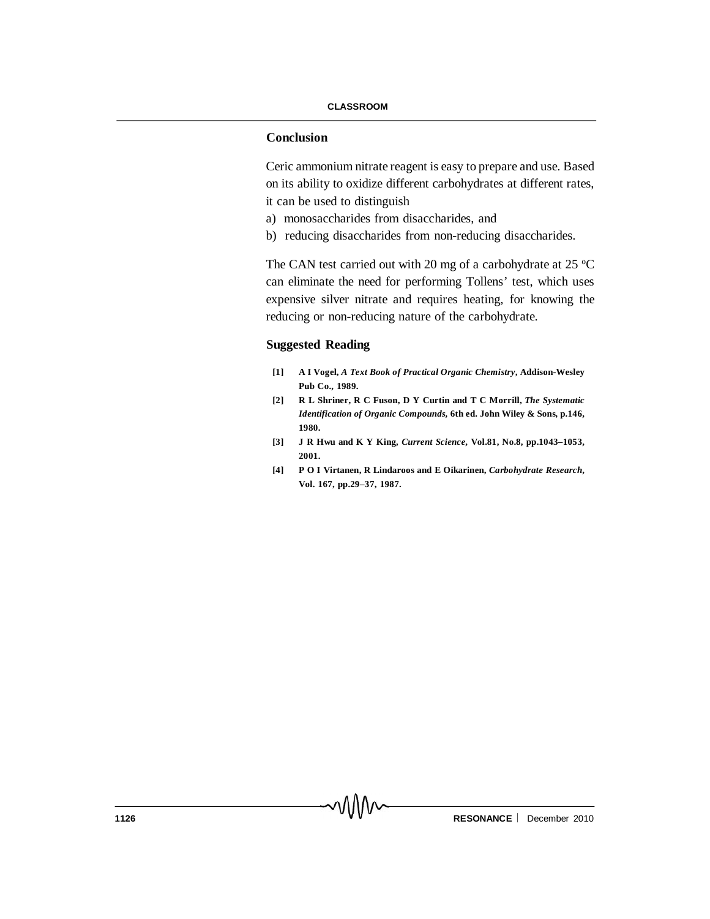## Conclusion

Ceric ammonium nitrate reagent is easy to prepare and use. Based on its ability to oxidize different carbohydrates at different rates, it can be used to distinguish

a) monosaccharides from disaccharides, and
b) reducing disaccharides from non-reducing disaccharides.

The CAN test carried out with 20 mg of a carbohydrate at 25 $^{o}$C can eliminate the need for performing Tollens' test, which uses expensive silver nitrate and requires heating, for knowing the reducing or non-reducing nature of the carbohydrate.

## Suggested Reading

[1] **A I Vogel, *A Text Book of Practical Organic Chemistry*, Addison-Wesley Pub Co., 1989.**

[2] **R L Shriner, R C Fuson, D Y Curtin and T C Morrill, *The Systematic Identification of Organic Compounds*, 6th ed. John Wiley & Sons, p.146, 1980.**

[3] **J R Hwu and K Y King, *Current Science*, Vol.81, No.8, pp.1043–1053, 2001.**

[4] **P O I Virtanen, R Lindaroos and E Oikarinen, *Carbohydrate Research*, Vol. 167, pp.29–37, 1987.**